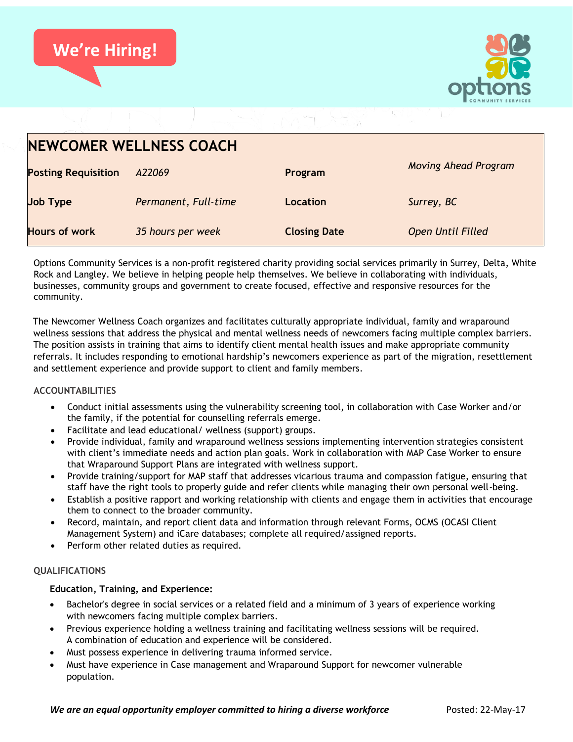We're Hiring!

# NEWCOMER WELLNESS COACH

| | | | |
|---|---|---|---|
| **Posting Requisition** | *A22069* | **Program** | *Moving Ahead Program* |
| **Job Type** | *Permanent, Full-time* | **Location** | *Surrey, BC* |
| **Hours of work** | *35 hours per week* | **Closing Date** | *Open Until Filled* |

Options Community Services is a non-profit registered charity providing social services primarily in Surrey, Delta, White Rock and Langley. We believe in helping people help themselves. We believe in collaborating with individuals, businesses, community groups and government to create focused, effective and responsive resources for the community.

The Newcomer Wellness Coach organizes and facilitates culturally appropriate individual, family and wraparound wellness sessions that address the physical and mental wellness needs of newcomers facing multiple complex barriers. The position assists in training that aims to identify client mental health issues and make appropriate community referrals. It includes responding to emotional hardship's newcomers experience as part of the migration, resettlement and settlement experience and provide support to client and family members.

## ACCOUNTABILITIES

- Conduct initial assessments using the vulnerability screening tool, in collaboration with Case Worker and/or the family, if the potential for counselling referrals emerge.
- Facilitate and lead educational/ wellness (support) groups.
- Provide individual, family and wraparound wellness sessions implementing intervention strategies consistent with client's immediate needs and action plan goals. Work in collaboration with MAP Case Worker to ensure that Wraparound Support Plans are integrated with wellness support.
- Provide training/support for MAP staff that addresses vicarious trauma and compassion fatigue, ensuring that staff have the right tools to properly guide and refer clients while managing their own personal well-being.
- Establish a positive rapport and working relationship with clients and engage them in activities that encourage them to connect to the broader community.
- Record, maintain, and report client data and information through relevant Forms, OCMS (OCASI Client Management System) and iCare databases; complete all required/assigned reports.
- Perform other related duties as required.

## QUALIFICATIONS

**Education, Training, and Experience:**

- Bachelor's degree in social services or a related field and a minimum of 3 years of experience working with newcomers facing multiple complex barriers.
- Previous experience holding a wellness training and facilitating wellness sessions will be required. A combination of education and experience will be considered.
- Must possess experience in delivering trauma informed service.
- Must have experience in Case management and Wraparound Support for newcomer vulnerable population.

***We are an equal opportunity employer committed to hiring a diverse workforce*** Posted: 22-May-17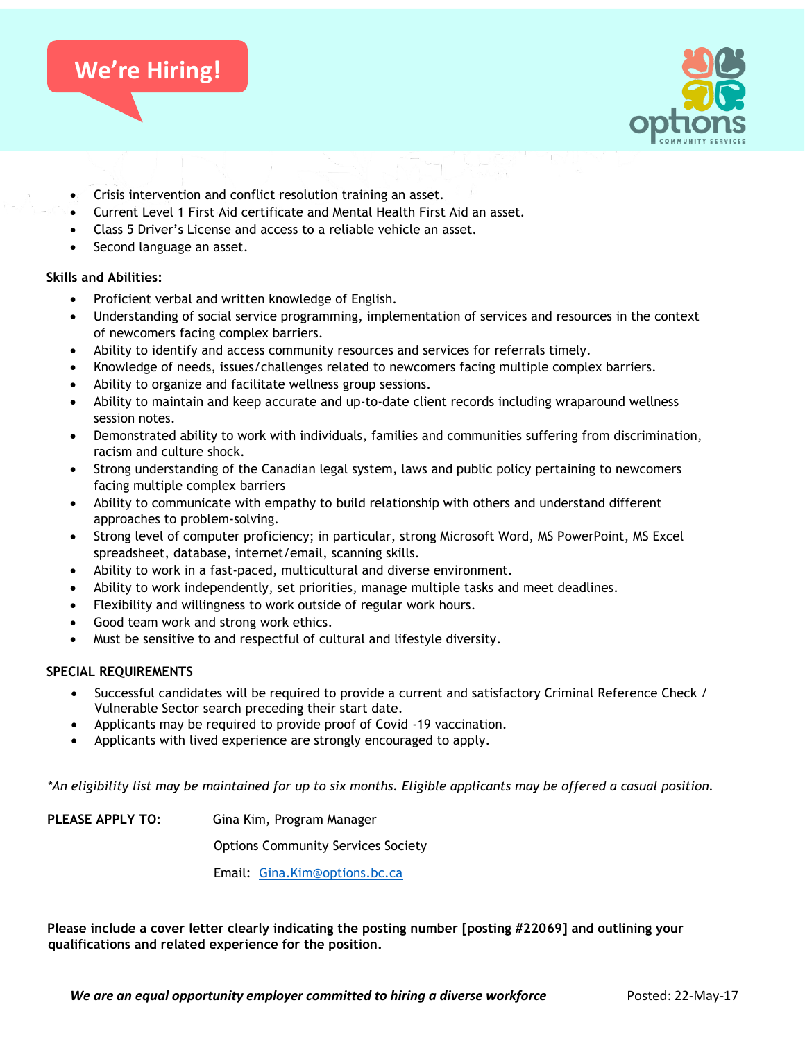- Crisis intervention and conflict resolution training an asset.
- Current Level 1 First Aid certificate and Mental Health First Aid an asset.
- Class 5 Driver's License and access to a reliable vehicle an asset.
- Second language an asset.

**Skills and Abilities:**

- Proficient verbal and written knowledge of English.
- Understanding of social service programming, implementation of services and resources in the context of newcomers facing complex barriers.
- Ability to identify and access community resources and services for referrals timely.
- Knowledge of needs, issues/challenges related to newcomers facing multiple complex barriers.
- Ability to organize and facilitate wellness group sessions.
- Ability to maintain and keep accurate and up-to-date client records including wraparound wellness session notes.
- Demonstrated ability to work with individuals, families and communities suffering from discrimination, racism and culture shock.
- Strong understanding of the Canadian legal system, laws and public policy pertaining to newcomers facing multiple complex barriers
- Ability to communicate with empathy to build relationship with others and understand different approaches to problem-solving.
- Strong level of computer proficiency; in particular, strong Microsoft Word, MS PowerPoint, MS Excel spreadsheet, database, internet/email, scanning skills.
- Ability to work in a fast-paced, multicultural and diverse environment.
- Ability to work independently, set priorities, manage multiple tasks and meet deadlines.
- Flexibility and willingness to work outside of regular work hours.
- Good team work and strong work ethics.
- Must be sensitive to and respectful of cultural and lifestyle diversity.

**SPECIAL REQUIREMENTS**

- Successful candidates will be required to provide a current and satisfactory Criminal Reference Check / Vulnerable Sector search preceding their start date.
- Applicants may be required to provide proof of Covid -19 vaccination.
- Applicants with lived experience are strongly encouraged to apply.

*\*An eligibility list may be maintained for up to six months. Eligible applicants may be offered a casual position.*

**PLEASE APPLY TO:** Gina Kim, Program Manager

Options Community Services Society

Email: Gina.Kim@options.bc.ca

**Please include a cover letter clearly indicating the posting number [posting #22069] and outlining your qualifications and related experience for the position.**

***We are an equal opportunity employer committed to hiring a diverse workforce*** Posted: 22-May-17